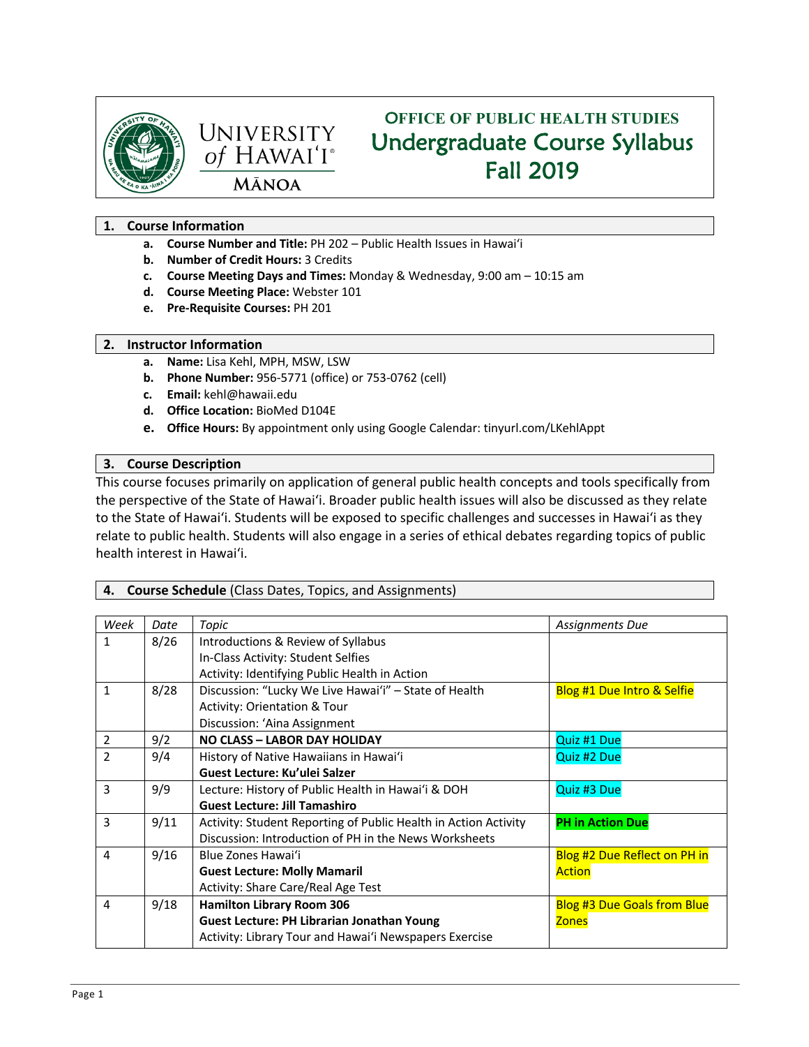# OFFICE OF PUBLIC HEALTH STUDIES
# Undergraduate Course Syllabus
# Fall 2019

University of Hawaiʻi Mānoa

## 1. Course Information

- a. **Course Number and Title:** PH 202 – Public Health Issues in Hawaiʻi
- b. **Number of Credit Hours:** 3 Credits
- c. **Course Meeting Days and Times:** Monday & Wednesday, 9:00 am – 10:15 am
- d. **Course Meeting Place:** Webster 101
- e. **Pre-Requisite Courses:** PH 201

## 2. Instructor Information

- a. **Name:** Lisa Kehl, MPH, MSW, LSW
- b. **Phone Number:** 956-5771 (office) or 753-0762 (cell)
- c. **Email:** kehl@hawaii.edu
- d. **Office Location:** BioMed D104E
- e. **Office Hours:** By appointment only using Google Calendar: tinyurl.com/LKehlAppt

## 3. Course Description

This course focuses primarily on application of general public health concepts and tools specifically from the perspective of the State of Hawaiʻi. Broader public health issues will also be discussed as they relate to the State of Hawaiʻi. Students will be exposed to specific challenges and successes in Hawaiʻi as they relate to public health. Students will also engage in a series of ethical debates regarding topics of public health interest in Hawaiʻi.

## 4. Course Schedule (Class Dates, Topics, and Assignments)

| *Week* | *Date* | *Topic* | *Assignments Due* |
|---|---|---|---|
| 1 | 8/26 | Introductions & Review of Syllabus<br>In-Class Activity: Student Selfies<br>Activity: Identifying Public Health in Action | |
| 1 | 8/28 | Discussion: "Lucky We Live Hawaiʻi" – State of Health<br>Activity: Orientation & Tour<br>Discussion: ʻAina Assignment | Blog #1 Due Intro & Selfie |
| 2 | 9/2 | **NO CLASS – LABOR DAY HOLIDAY** | Quiz #1 Due |
| 2 | 9/4 | History of Native Hawaiians in Hawaiʻi<br>**Guest Lecture: Ku'ulei Salzer** | Quiz #2 Due |
| 3 | 9/9 | Lecture: History of Public Health in Hawaiʻi & DOH<br>**Guest Lecture: Jill Tamashiro** | Quiz #3 Due |
| 3 | 9/11 | Activity: Student Reporting of Public Health in Action Activity<br>Discussion: Introduction of PH in the News Worksheets | **PH in Action Due** |
| 4 | 9/16 | Blue Zones Hawaiʻi<br>**Guest Lecture: Molly Mamaril**<br>Activity: Share Care/Real Age Test | Blog #2 Due Reflect on PH in Action |
| 4 | 9/18 | **Hamilton Library Room 306**<br>**Guest Lecture: PH Librarian Jonathan Young**<br>Activity: Library Tour and Hawaiʻi Newspapers Exercise | Blog #3 Due Goals from Blue Zones |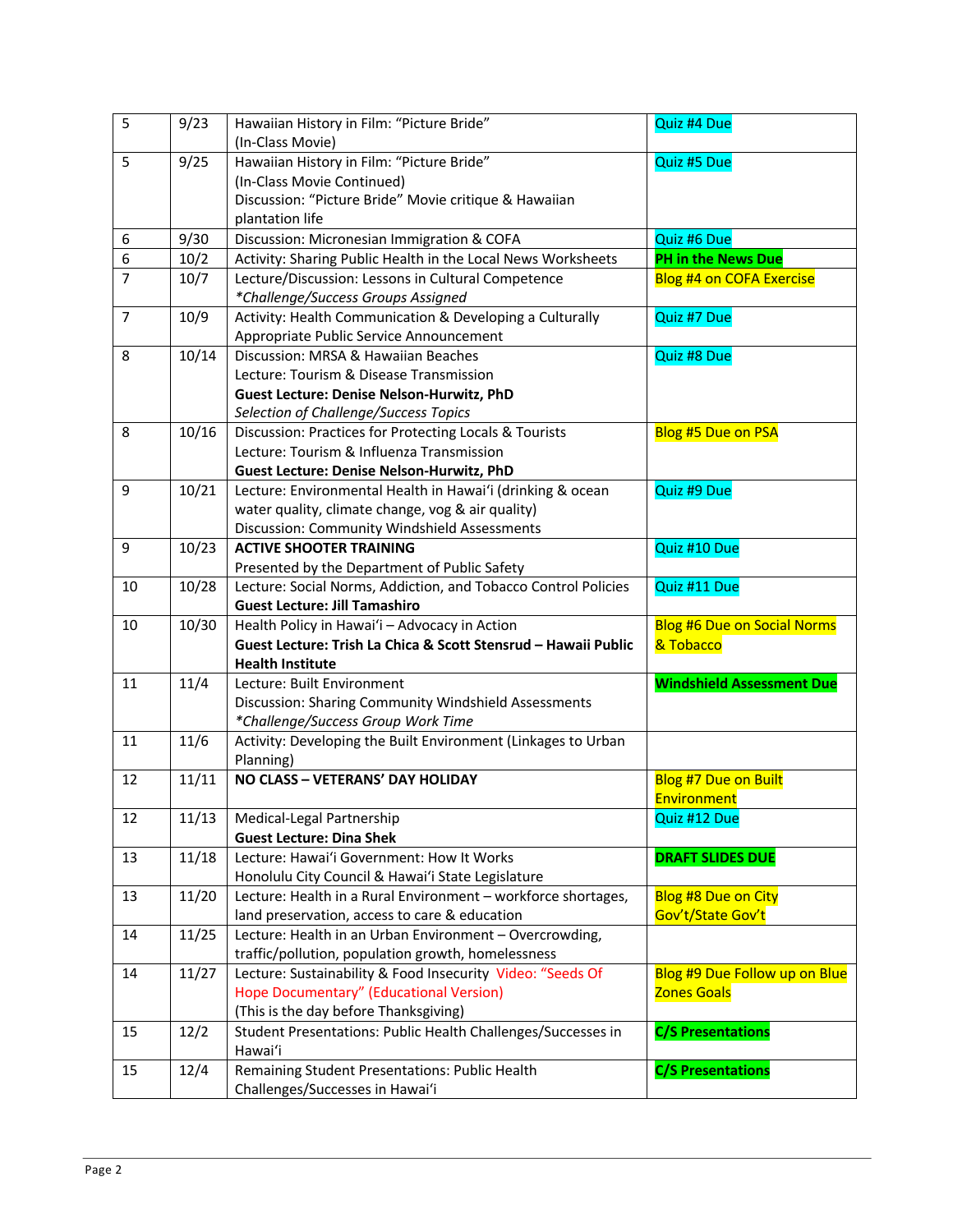| | | | |
|---|---|---|---|
| 5 | 9/23 | Hawaiian History in Film: "Picture Bride"<br>(In-Class Movie) | Quiz #4 Due |
| 5 | 9/25 | Hawaiian History in Film: "Picture Bride"<br>(In-Class Movie Continued)<br>Discussion: "Picture Bride" Movie critique & Hawaiian plantation life | Quiz #5 Due |
| 6 | 9/30 | Discussion: Micronesian Immigration & COFA | Quiz #6 Due |
| 6 | 10/2 | Activity: Sharing Public Health in the Local News Worksheets | **PH in the News Due** |
| 7 | 10/7 | Lecture/Discussion: Lessons in Cultural Competence<br>*\*Challenge/Success Groups Assigned* | Blog #4 on COFA Exercise |
| 7 | 10/9 | Activity: Health Communication & Developing a Culturally Appropriate Public Service Announcement | Quiz #7 Due |
| 8 | 10/14 | Discussion: MRSA & Hawaiian Beaches<br>Lecture: Tourism & Disease Transmission<br>**Guest Lecture: Denise Nelson-Hurwitz, PhD**<br>*Selection of Challenge/Success Topics* | Quiz #8 Due |
| 8 | 10/16 | Discussion: Practices for Protecting Locals & Tourists<br>Lecture: Tourism & Influenza Transmission<br>**Guest Lecture: Denise Nelson-Hurwitz, PhD** | Blog #5 Due on PSA |
| 9 | 10/21 | Lecture: Environmental Health in Hawai'i (drinking & ocean water quality, climate change, vog & air quality)<br>Discussion: Community Windshield Assessments | Quiz #9 Due |
| 9 | 10/23 | **ACTIVE SHOOTER TRAINING**<br>Presented by the Department of Public Safety | Quiz #10 Due |
| 10 | 10/28 | Lecture: Social Norms, Addiction, and Tobacco Control Policies<br>**Guest Lecture: Jill Tamashiro** | Quiz #11 Due |
| 10 | 10/30 | Health Policy in Hawai'i – Advocacy in Action<br>**Guest Lecture: Trish La Chica & Scott Stensrud – Hawaii Public Health Institute** | Blog #6 Due on Social Norms & Tobacco |
| 11 | 11/4 | Lecture: Built Environment<br>Discussion: Sharing Community Windshield Assessments<br>*\*Challenge/Success Group Work Time* | **Windshield Assessment Due** |
| 11 | 11/6 | Activity: Developing the Built Environment (Linkages to Urban Planning) | |
| 12 | 11/11 | **NO CLASS – VETERANS' DAY HOLIDAY** | Blog #7 Due on Built Environment |
| 12 | 11/13 | Medical-Legal Partnership<br>**Guest Lecture: Dina Shek** | Quiz #12 Due |
| 13 | 11/18 | Lecture: Hawai'i Government: How It Works<br>Honolulu City Council & Hawai'i State Legislature | **DRAFT SLIDES DUE** |
| 13 | 11/20 | Lecture: Health in a Rural Environment – workforce shortages, land preservation, access to care & education | Blog #8 Due on City Gov't/State Gov't |
| 14 | 11/25 | Lecture: Health in an Urban Environment – Overcrowding, traffic/pollution, population growth, homelessness | |
| 14 | 11/27 | Lecture: Sustainability & Food Insecurity Video: "Seeds Of Hope Documentary" (Educational Version)<br>(This is the day before Thanksgiving) | Blog #9 Due Follow up on Blue Zones Goals |
| 15 | 12/2 | Student Presentations: Public Health Challenges/Successes in Hawai'i | **C/S Presentations** |
| 15 | 12/4 | Remaining Student Presentations: Public Health Challenges/Successes in Hawai'i | **C/S Presentations** |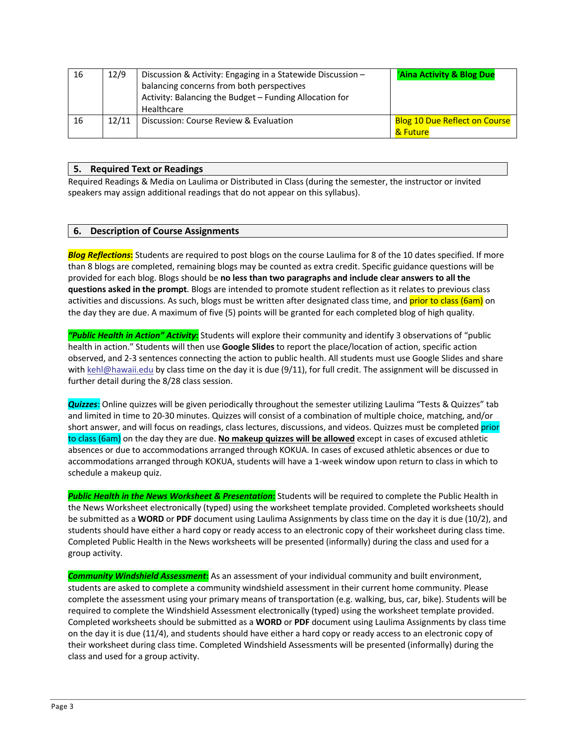| | | | |
|---|---|---|---|
| 16 | 12/9 | Discussion & Activity: Engaging in a Statewide Discussion – balancing concerns from both perspectives<br>Activity: Balancing the Budget – Funding Allocation for Healthcare | **ʻAina Activity & Blog Due** |
| 16 | 12/11 | Discussion: Course Review & Evaluation | Blog 10 Due Reflect on Course & Future |

## 5. Required Text or Readings

Required Readings & Media on Laulima or Distributed in Class (during the semester, the instructor or invited speakers may assign additional readings that do not appear on this syllabus).

## 6. Description of Course Assignments

***Blog Reflections*:** Students are required to post blogs on the course Laulima for 8 of the 10 dates specified. If more than 8 blogs are completed, remaining blogs may be counted as extra credit. Specific guidance questions will be provided for each blog. Blogs should be **no less than two paragraphs and include clear answers to all the questions asked in the prompt**. Blogs are intended to promote student reflection as it relates to previous class activities and discussions. As such, blogs must be written after designated class time, and prior to class (6am) on the day they are due. A maximum of five (5) points will be granted for each completed blog of high quality.

***"Public Health in Action" Activity*:** Students will explore their community and identify 3 observations of "public health in action." Students will then use **Google Slides** to report the place/location of action, specific action observed, and 2-3 sentences connecting the action to public health. All students must use Google Slides and share with kehl@hawaii.edu by class time on the day it is due (9/11), for full credit. The assignment will be discussed in further detail during the 8/28 class session.

***Quizzes*:** Online quizzes will be given periodically throughout the semester utilizing Laulima "Tests & Quizzes" tab and limited in time to 20-30 minutes. Quizzes will consist of a combination of multiple choice, matching, and/or short answer, and will focus on readings, class lectures, discussions, and videos. Quizzes must be completed prior to class (6am) on the day they are due. **No makeup quizzes will be allowed** except in cases of excused athletic absences or due to accommodations arranged through KOKUA. In cases of excused athletic absences or due to accommodations arranged through KOKUA, students will have a 1-week window upon return to class in which to schedule a makeup quiz.

***Public Health in the News Worksheet & Presentation*:** Students will be required to complete the Public Health in the News Worksheet electronically (typed) using the worksheet template provided. Completed worksheets should be submitted as a **WORD** or **PDF** document using Laulima Assignments by class time on the day it is due (10/2), and students should have either a hard copy or ready access to an electronic copy of their worksheet during class time. Completed Public Health in the News worksheets will be presented (informally) during the class and used for a group activity.

***Community Windshield Assessment*:** As an assessment of your individual community and built environment, students are asked to complete a community windshield assessment in their current home community. Please complete the assessment using your primary means of transportation (e.g. walking, bus, car, bike). Students will be required to complete the Windshield Assessment electronically (typed) using the worksheet template provided. Completed worksheets should be submitted as a **WORD** or **PDF** document using Laulima Assignments by class time on the day it is due (11/4), and students should have either a hard copy or ready access to an electronic copy of their worksheet during class time. Completed Windshield Assessments will be presented (informally) during the class and used for a group activity.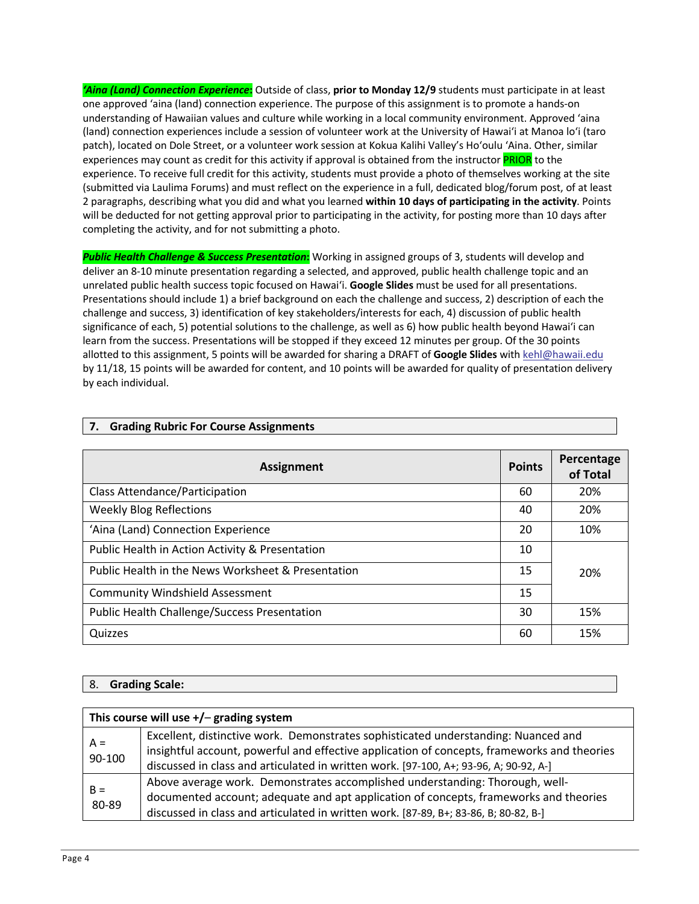***'Aina (Land) Connection Experience*:** Outside of class, **prior to Monday 12/9** students must participate in at least one approved ʻaina (land) connection experience. The purpose of this assignment is to promote a hands-on understanding of Hawaiian values and culture while working in a local community environment. Approved ʻaina (land) connection experiences include a session of volunteer work at the University of Hawaiʻi at Manoa loʻi (taro patch), located on Dole Street, or a volunteer work session at Kokua Kalihi Valley's Hoʻoulu ʻAina. Other, similar experiences may count as credit for this activity if approval is obtained from the instructor PRIOR to the experience. To receive full credit for this activity, students must provide a photo of themselves working at the site (submitted via Laulima Forums) and must reflect on the experience in a full, dedicated blog/forum post, of at least 2 paragraphs, describing what you did and what you learned **within 10 days of participating in the activity**. Points will be deducted for not getting approval prior to participating in the activity, for posting more than 10 days after completing the activity, and for not submitting a photo.

***Public Health Challenge & Success Presentation*:** Working in assigned groups of 3, students will develop and deliver an 8-10 minute presentation regarding a selected, and approved, public health challenge topic and an unrelated public health success topic focused on Hawaiʻi. **Google Slides** must be used for all presentations. Presentations should include 1) a brief background on each the challenge and success, 2) description of each the challenge and success, 3) identification of key stakeholders/interests for each, 4) discussion of public health significance of each, 5) potential solutions to the challenge, as well as 6) how public health beyond Hawaiʻi can learn from the success. Presentations will be stopped if they exceed 12 minutes per group. Of the 30 points allotted to this assignment, 5 points will be awarded for sharing a DRAFT of **Google Slides** with kehl@hawaii.edu by 11/18, 15 points will be awarded for content, and 10 points will be awarded for quality of presentation delivery by each individual.

## 7. Grading Rubric For Course Assignments

| Assignment | Points | Percentage of Total |
|---|---|---|
| Class Attendance/Participation | 60 | 20% |
| Weekly Blog Reflections | 40 | 20% |
| ʻAina (Land) Connection Experience | 20 | 10% |
| Public Health in Action Activity & Presentation | 10 | 20% |
| Public Health in the News Worksheet & Presentation | 15 | |
| Community Windshield Assessment | 15 | |
| Public Health Challenge/Success Presentation | 30 | 15% |
| Quizzes | 60 | 15% |

## 8. Grading Scale:

| This course will use +/– grading system | |
|---|---|
| A = 90-100 | Excellent, distinctive work. Demonstrates sophisticated understanding: Nuanced and insightful account, powerful and effective application of concepts, frameworks and theories discussed in class and articulated in written work. [97-100, A+; 93-96, A; 90-92, A-] |
| B = 80-89 | Above average work. Demonstrates accomplished understanding: Thorough, well-documented account; adequate and apt application of concepts, frameworks and theories discussed in class and articulated in written work. [87-89, B+; 83-86, B; 80-82, B-] |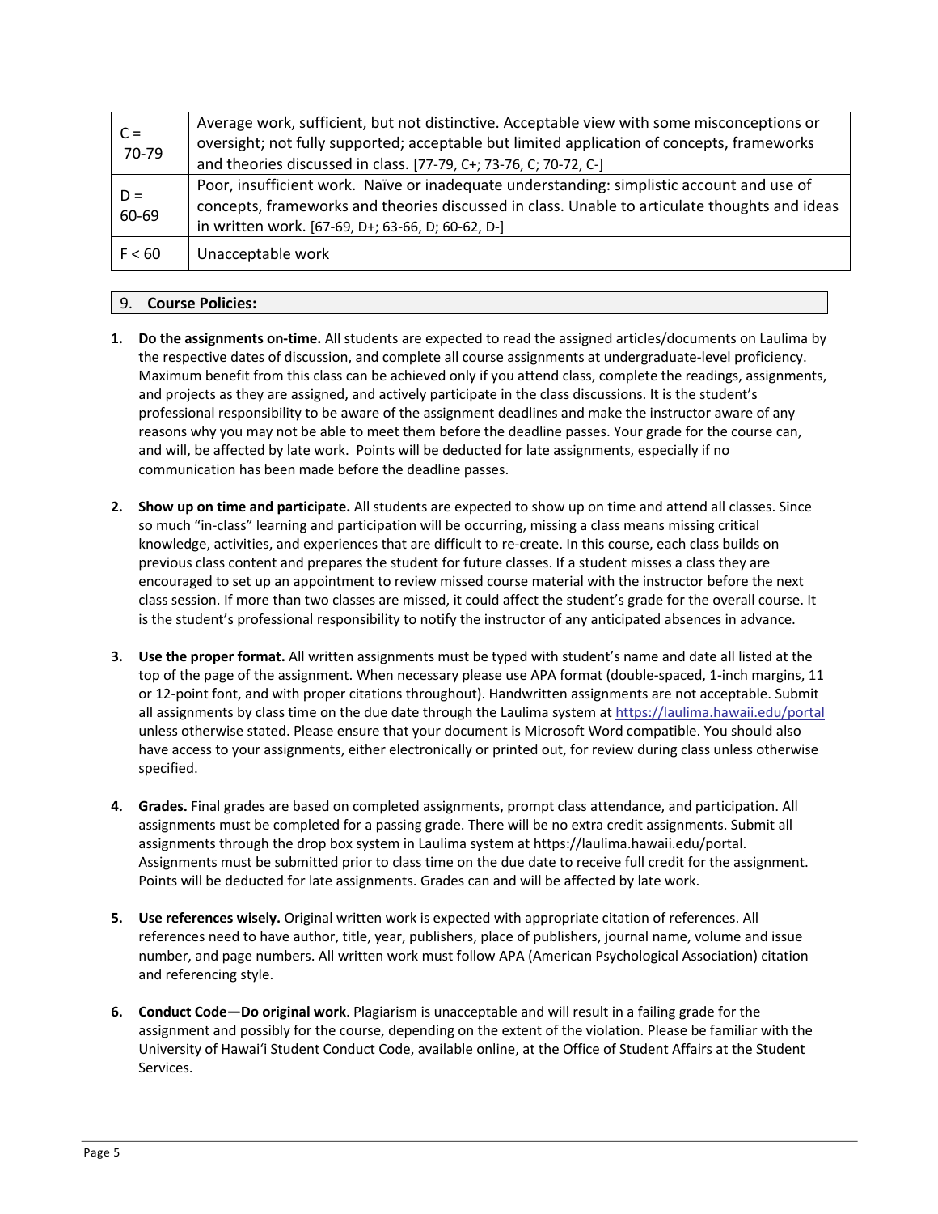| | |
|---|---|
| C = 70-79 | Average work, sufficient, but not distinctive. Acceptable view with some misconceptions or oversight; not fully supported; acceptable but limited application of concepts, frameworks and theories discussed in class. [77-79, C+; 73-76, C; 70-72, C-] |
| D = 60-69 | Poor, insufficient work. Naïve or inadequate understanding: simplistic account and use of concepts, frameworks and theories discussed in class. Unable to articulate thoughts and ideas in written work. [67-69, D+; 63-66, D; 60-62, D-] |
| F < 60 | Unacceptable work |

## 9. Course Policies:

1. **Do the assignments on-time.** All students are expected to read the assigned articles/documents on Laulima by the respective dates of discussion, and complete all course assignments at undergraduate-level proficiency. Maximum benefit from this class can be achieved only if you attend class, complete the readings, assignments, and projects as they are assigned, and actively participate in the class discussions. It is the student's professional responsibility to be aware of the assignment deadlines and make the instructor aware of any reasons why you may not be able to meet them before the deadline passes. Your grade for the course can, and will, be affected by late work. Points will be deducted for late assignments, especially if no communication has been made before the deadline passes.

2. **Show up on time and participate.** All students are expected to show up on time and attend all classes. Since so much "in-class" learning and participation will be occurring, missing a class means missing critical knowledge, activities, and experiences that are difficult to re-create. In this course, each class builds on previous class content and prepares the student for future classes. If a student misses a class they are encouraged to set up an appointment to review missed course material with the instructor before the next class session. If more than two classes are missed, it could affect the student's grade for the overall course. It is the student's professional responsibility to notify the instructor of any anticipated absences in advance.

3. **Use the proper format.** All written assignments must be typed with student's name and date all listed at the top of the page of the assignment. When necessary please use APA format (double-spaced, 1-inch margins, 11 or 12-point font, and with proper citations throughout). Handwritten assignments are not acceptable. Submit all assignments by class time on the due date through the Laulima system at https://laulima.hawaii.edu/portal unless otherwise stated. Please ensure that your document is Microsoft Word compatible. You should also have access to your assignments, either electronically or printed out, for review during class unless otherwise specified.

4. **Grades.** Final grades are based on completed assignments, prompt class attendance, and participation. All assignments must be completed for a passing grade. There will be no extra credit assignments. Submit all assignments through the drop box system in Laulima system at https://laulima.hawaii.edu/portal. Assignments must be submitted prior to class time on the due date to receive full credit for the assignment. Points will be deducted for late assignments. Grades can and will be affected by late work.

5. **Use references wisely.** Original written work is expected with appropriate citation of references. All references need to have author, title, year, publishers, place of publishers, journal name, volume and issue number, and page numbers. All written work must follow APA (American Psychological Association) citation and referencing style.

6. **Conduct Code—Do original work**. Plagiarism is unacceptable and will result in a failing grade for the assignment and possibly for the course, depending on the extent of the violation. Please be familiar with the University of Hawaiʻi Student Conduct Code, available online, at the Office of Student Affairs at the Student Services.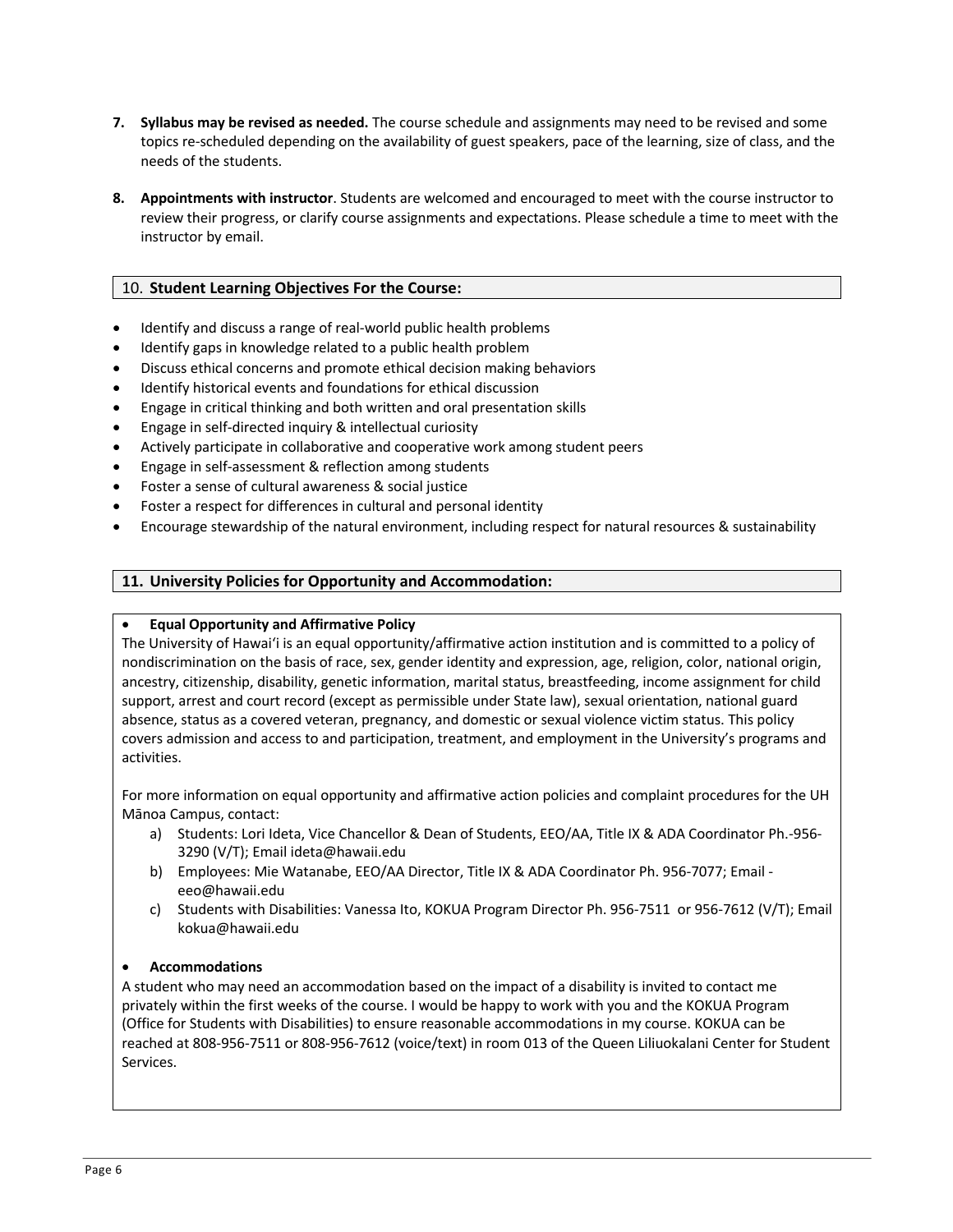7. **Syllabus may be revised as needed.** The course schedule and assignments may need to be revised and some topics re-scheduled depending on the availability of guest speakers, pace of the learning, size of class, and the needs of the students.

8. **Appointments with instructor**. Students are welcomed and encouraged to meet with the course instructor to review their progress, or clarify course assignments and expectations. Please schedule a time to meet with the instructor by email.

## 10. **Student Learning Objectives For the Course:**

- Identify and discuss a range of real-world public health problems
- Identify gaps in knowledge related to a public health problem
- Discuss ethical concerns and promote ethical decision making behaviors
- Identify historical events and foundations for ethical discussion
- Engage in critical thinking and both written and oral presentation skills
- Engage in self-directed inquiry & intellectual curiosity
- Actively participate in collaborative and cooperative work among student peers
- Engage in self-assessment & reflection among students
- Foster a sense of cultural awareness & social justice
- Foster a respect for differences in cultural and personal identity
- Encourage stewardship of the natural environment, including respect for natural resources & sustainability

## 11. **University Policies for Opportunity and Accommodation:**

- **Equal Opportunity and Affirmative Policy**

The University of Hawaiʻi is an equal opportunity/affirmative action institution and is committed to a policy of nondiscrimination on the basis of race, sex, gender identity and expression, age, religion, color, national origin, ancestry, citizenship, disability, genetic information, marital status, breastfeeding, income assignment for child support, arrest and court record (except as permissible under State law), sexual orientation, national guard absence, status as a covered veteran, pregnancy, and domestic or sexual violence victim status. This policy covers admission and access to and participation, treatment, and employment in the University's programs and activities.

For more information on equal opportunity and affirmative action policies and complaint procedures for the UH Mānoa Campus, contact:

a) Students: Lori Ideta, Vice Chancellor & Dean of Students, EEO/AA, Title IX & ADA Coordinator Ph.-956-3290 (V/T); Email ideta@hawaii.edu
b) Employees: Mie Watanabe, EEO/AA Director, Title IX & ADA Coordinator Ph. 956-7077; Email - eeo@hawaii.edu
c) Students with Disabilities: Vanessa Ito, KOKUA Program Director Ph. 956-7511 or 956-7612 (V/T); Email kokua@hawaii.edu

- **Accommodations**

A student who may need an accommodation based on the impact of a disability is invited to contact me privately within the first weeks of the course. I would be happy to work with you and the KOKUA Program (Office for Students with Disabilities) to ensure reasonable accommodations in my course. KOKUA can be reached at 808-956-7511 or 808-956-7612 (voice/text) in room 013 of the Queen Liliuokalani Center for Student Services.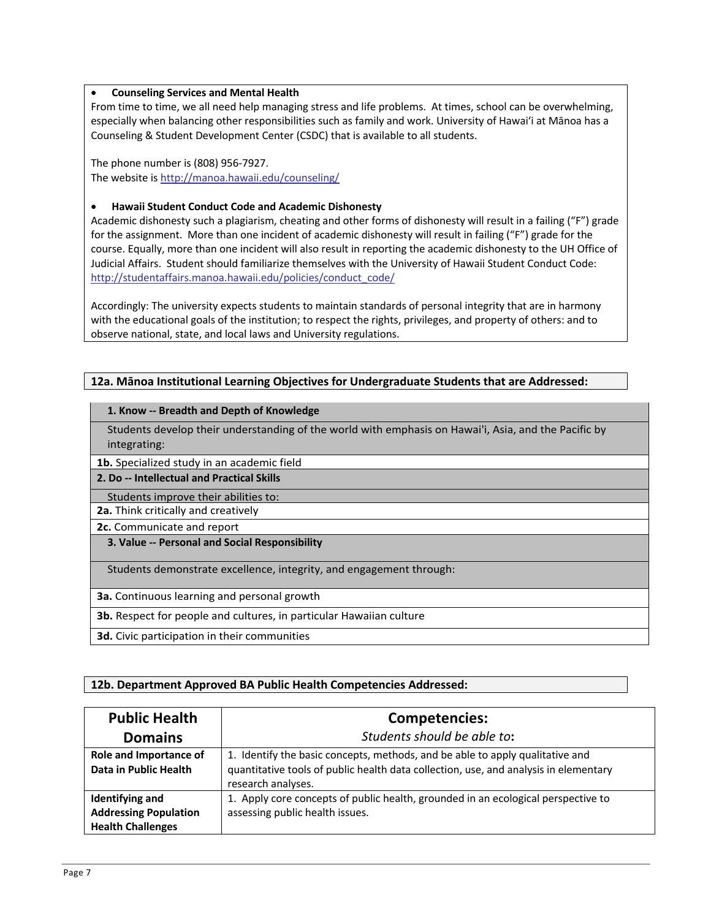- **Counseling Services and Mental Health**

From time to time, we all need help managing stress and life problems. At times, school can be overwhelming, especially when balancing other responsibilities such as family and work. University of Hawai'i at Mānoa has a Counseling & Student Development Center (CSDC) that is available to all students.

The phone number is (808) 956-7927.
The website is http://manoa.hawaii.edu/counseling/

- **Hawaii Student Conduct Code and Academic Dishonesty**

Academic dishonesty such a plagiarism, cheating and other forms of dishonesty will result in a failing ("F") grade for the assignment. More than one incident of academic dishonesty will result in failing ("F") grade for the course. Equally, more than one incident will also result in reporting the academic dishonesty to the UH Office of Judicial Affairs. Student should familiarize themselves with the University of Hawaii Student Conduct Code: http://studentaffairs.manoa.hawaii.edu/policies/conduct_code/

Accordingly: The university expects students to maintain standards of personal integrity that are in harmony with the educational goals of the institution; to respect the rights, privileges, and property of others: and to observe national, state, and local laws and University regulations.

## 12a. Mānoa Institutional Learning Objectives for Undergraduate Students that are Addressed:

| **1. Know -- Breadth and Depth of Knowledge** |
|---|
| Students develop their understanding of the world with emphasis on Hawai'i, Asia, and the Pacific by integrating: |
| **1b.** Specialized study in an academic field |
| **2. Do -- Intellectual and Practical Skills** |
| Students improve their abilities to: |
| **2a.** Think critically and creatively |
| **2c.** Communicate and report |
| **3. Value -- Personal and Social Responsibility** |
| Students demonstrate excellence, integrity, and engagement through: |
| **3a.** Continuous learning and personal growth |
| **3b.** Respect for people and cultures, in particular Hawaiian culture |
| **3d.** Civic participation in their communities |

## 12b. Department Approved BA Public Health Competencies Addressed:

| **Public Health Domains** | **Competencies:** *Students should be able to*: |
|---|---|
| **Role and Importance of Data in Public Health** | 1. Identify the basic concepts, methods, and be able to apply qualitative and quantitative tools of public health data collection, use, and analysis in elementary research analyses. |
| **Identifying and Addressing Population Health Challenges** | 1. Apply core concepts of public health, grounded in an ecological perspective to assessing public health issues. |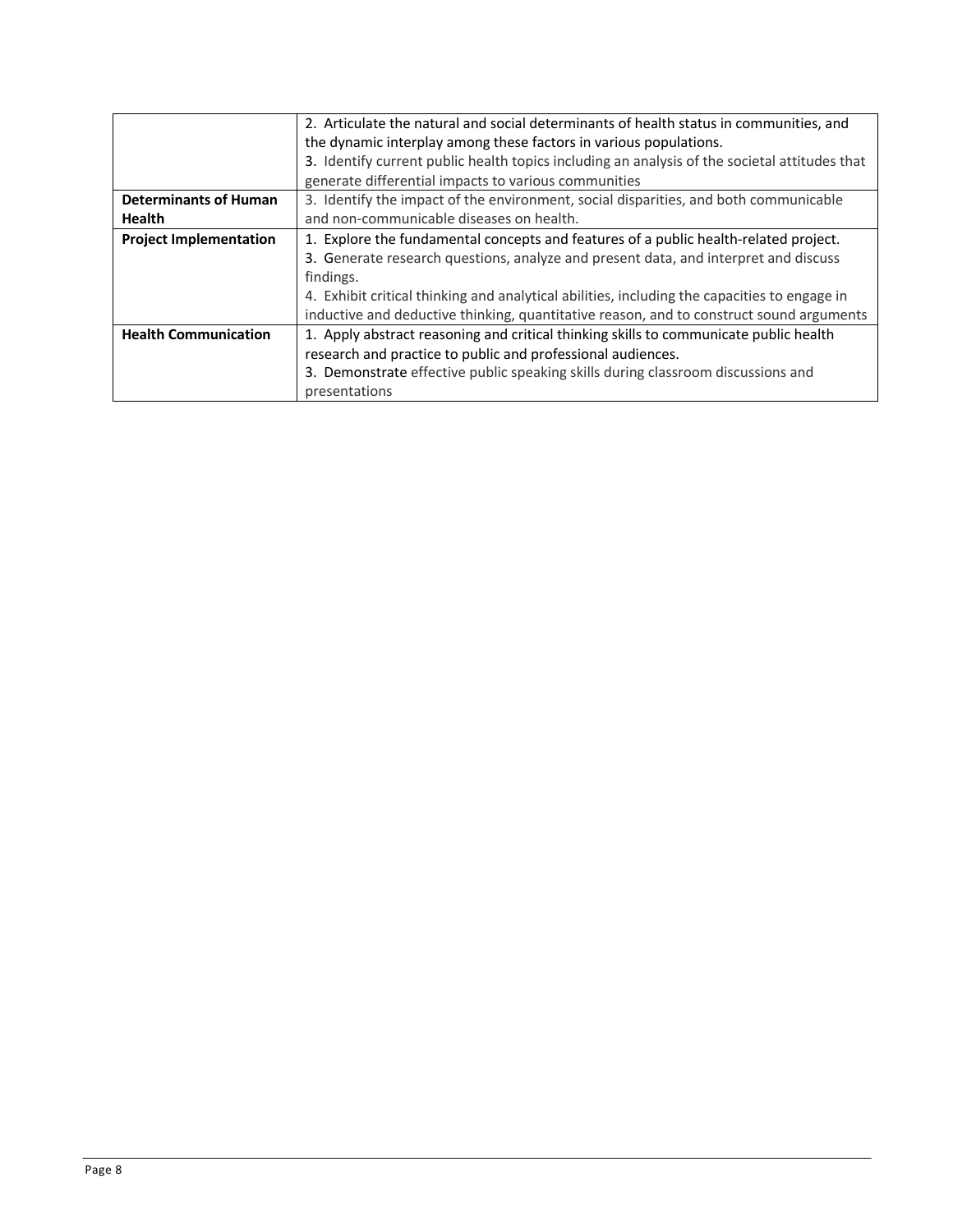| | |
|---|---|
| | 2. Articulate the natural and social determinants of health status in communities, and the dynamic interplay among these factors in various populations.<br>3. Identify current public health topics including an analysis of the societal attitudes that generate differential impacts to various communities |
| **Determinants of Human Health** | 3. Identify the impact of the environment, social disparities, and both communicable and non-communicable diseases on health. |
| **Project Implementation** | 1. Explore the fundamental concepts and features of a public health-related project.<br>3. Generate research questions, analyze and present data, and interpret and discuss findings.<br>4. Exhibit critical thinking and analytical abilities, including the capacities to engage in inductive and deductive thinking, quantitative reason, and to construct sound arguments |
| **Health Communication** | 1. Apply abstract reasoning and critical thinking skills to communicate public health research and practice to public and professional audiences.<br>3. Demonstrate effective public speaking skills during classroom discussions and presentations |